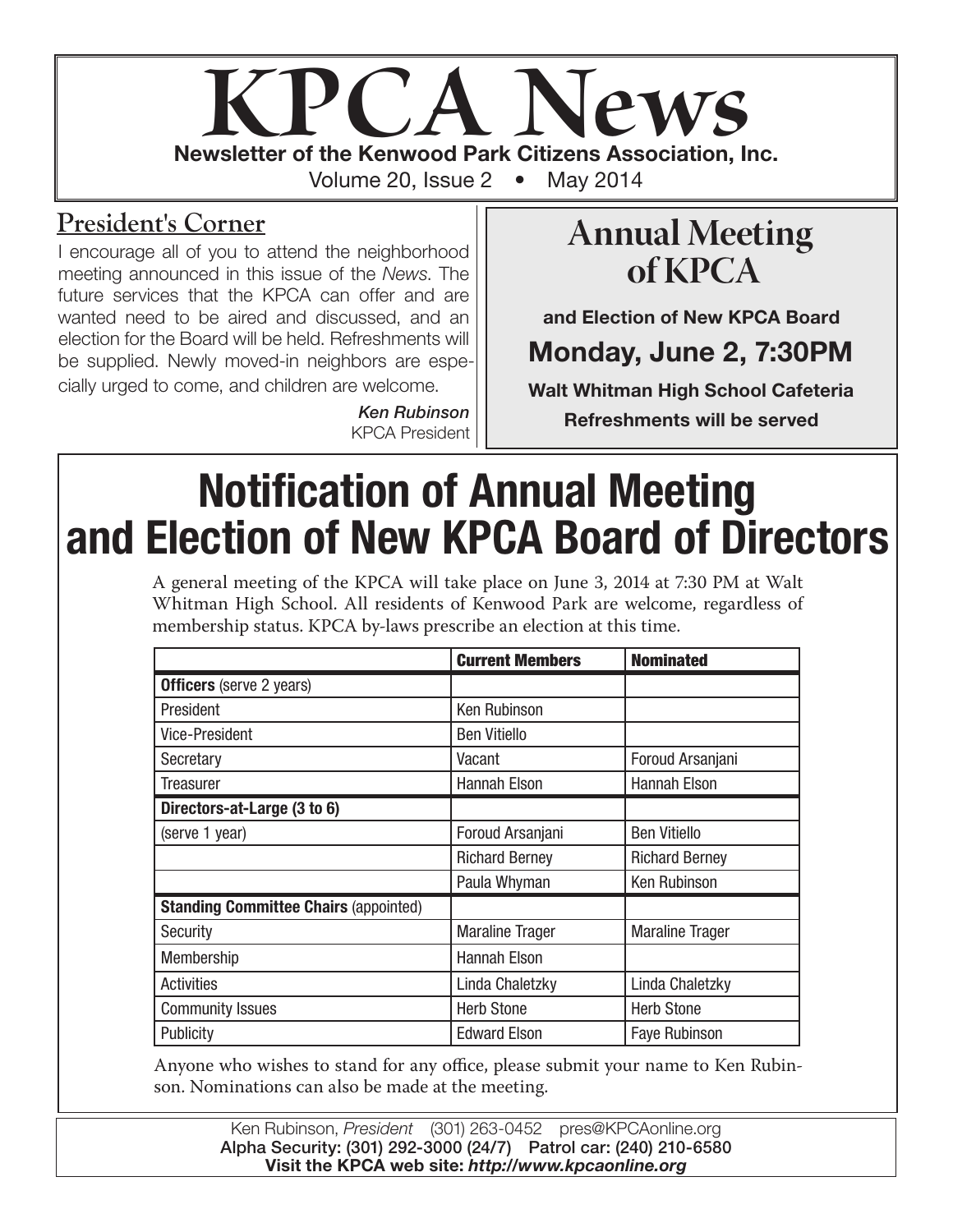# KPCA News

**Newsletter of the Kenwood Park Citizens Association, Inc.**

Volume 20, Issue 2 • May 2014

## President's Corner

I encourage all of you to attend the neighborhood meeting announced in this issue of the *News*. The future services that the KPCA can offer and are wanted need to be aired and discussed, and an election for the Board will be held. Refreshments will be supplied. Newly moved-in neighbors are especially urged to come, and children are welcome.

*Ken Rubinson*
KPCA President

## Annual Meeting of KPCA

**and Election of New KPCA Board**

**Monday, June 2, 7:30PM**

**Walt Whitman High School Cafeteria**

**Refreshments will be served**

# Notification of Annual Meeting and Election of New KPCA Board of Directors

A general meeting of the KPCA will take place on June 3, 2014 at 7:30 PM at Walt Whitman High School. All residents of Kenwood Park are welcome, regardless of membership status. KPCA by-laws prescribe an election at this time.

| | Current Members | Nominated |
|---|---|---|
| **Officers** (serve 2 years) | | |
| President | Ken Rubinson | |
| Vice-President | Ben Vitiello | |
| Secretary | Vacant | Foroud Arsanjani |
| Treasurer | Hannah Elson | Hannah Elson |
| **Directors-at-Large (3 to 6)** | | |
| (serve 1 year) | Foroud Arsanjani | Ben Vitiello |
| | Richard Berney | Richard Berney |
| | Paula Whyman | Ken Rubinson |
| **Standing Committee Chairs** (appointed) | | |
| Security | Maraline Trager | Maraline Trager |
| Membership | Hannah Elson | |
| Activities | Linda Chaletzky | Linda Chaletzky |
| Community Issues | Herb Stone | Herb Stone |
| Publicity | Edward Elson | Faye Rubinson |

Anyone who wishes to stand for any office, please submit your name to Ken Rubinson. Nominations can also be made at the meeting.

Ken Rubinson, *President* (301) 263-0452 pres@KPCAonline.org
**Alpha Security: (301) 292-3000 (24/7) Patrol car: (240) 210-6580**
**Visit the KPCA web site: *http://www.kpcaonline.org***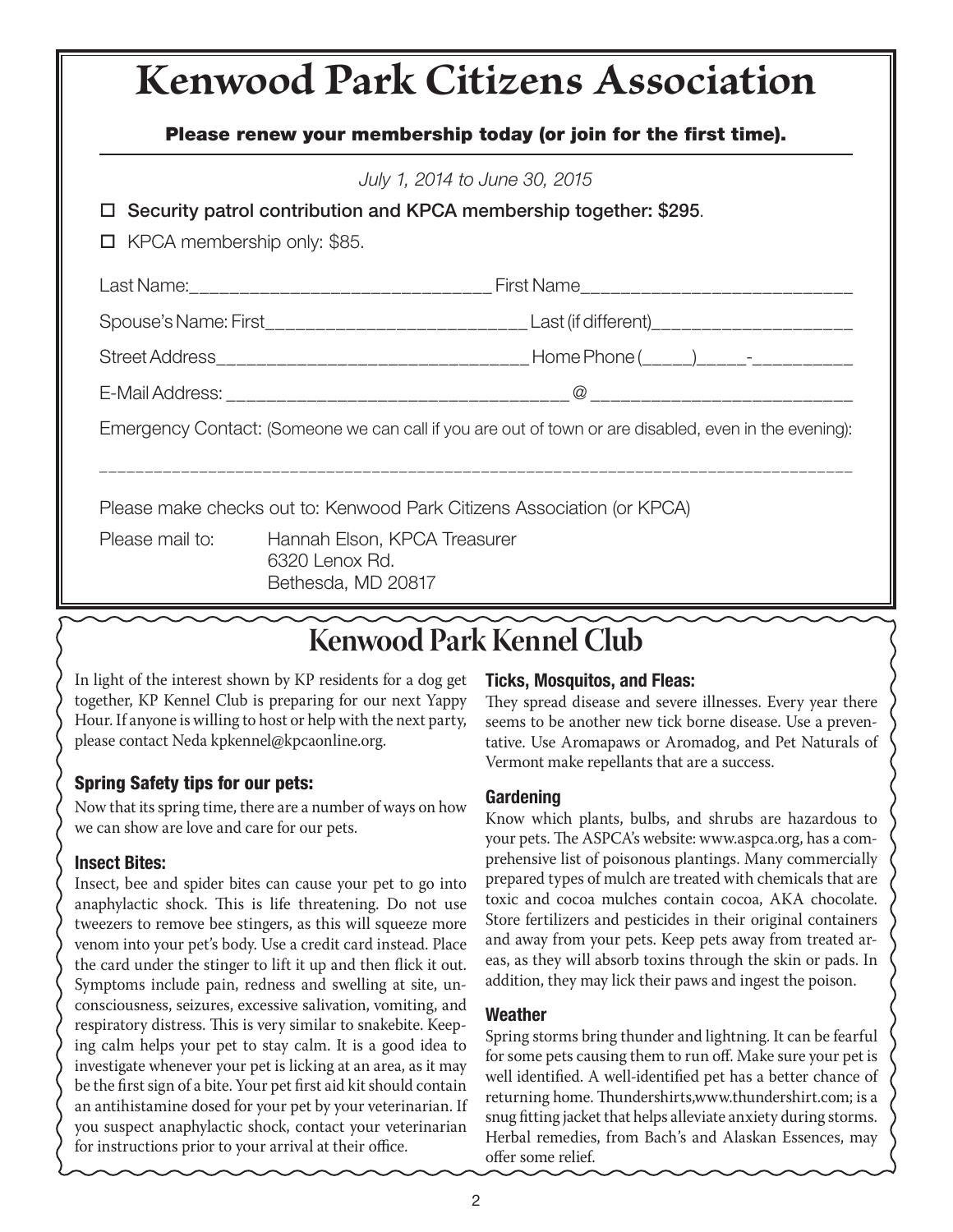# Kenwood Park Citizens Association

**Please renew your membership today (or join for the first time).**

*July 1, 2014 to June 30, 2015*

☐ Security patrol contribution and KPCA membership together: $295.

☐ KPCA membership only: $85.

Last Name:______________________________ First Name___________________________

Spouse's Name: First__________________________ Last (if different)____________________

Street Address________________________________ Home Phone (_____)_____-__________

E-Mail Address: __________________________________ @ __________________________

Emergency Contact: (Someone we can call if you are out of town or are disabled, even in the evening):

_______________________________________________________________________________

Please make checks out to: Kenwood Park Citizens Association (or KPCA)

Please mail to: Hannah Elson, KPCA Treasurer
6320 Lenox Rd.
Bethesda, MD 20817

# Kenwood Park Kennel Club

In light of the interest shown by KP residents for a dog get together, KP Kennel Club is preparing for our next Yappy Hour. If anyone is willing to host or help with the next party, please contact Neda kpkennel@kpcaonline.org.

### Spring Safety tips for our pets:

Now that its spring time, there are a number of ways on how we can show are love and care for our pets.

### Insect Bites:

Insect, bee and spider bites can cause your pet to go into anaphylactic shock. This is life threatening. Do not use tweezers to remove bee stingers, as this will squeeze more venom into your pet's body. Use a credit card instead. Place the card under the stinger to lift it up and then flick it out. Symptoms include pain, redness and swelling at site, unconsciousness, seizures, excessive salivation, vomiting, and respiratory distress. This is very similar to snakebite. Keeping calm helps your pet to stay calm. It is a good idea to investigate whenever your pet is licking at an area, as it may be the first sign of a bite. Your pet first aid kit should contain an antihistamine dosed for your pet by your veterinarian. If you suspect anaphylactic shock, contact your veterinarian for instructions prior to your arrival at their office.

### Ticks, Mosquitos, and Fleas:

They spread disease and severe illnesses. Every year there seems to be another new tick borne disease. Use a preventative. Use Aromapaws or Aromadog, and Pet Naturals of Vermont make repellants that are a success.

### Gardening

Know which plants, bulbs, and shrubs are hazardous to your pets. The ASPCA's website: www.aspca.org, has a comprehensive list of poisonous plantings. Many commercially prepared types of mulch are treated with chemicals that are toxic and cocoa mulches contain cocoa, AKA chocolate. Store fertilizers and pesticides in their original containers and away from your pets. Keep pets away from treated areas, as they will absorb toxins through the skin or pads. In addition, they may lick their paws and ingest the poison.

### Weather

Spring storms bring thunder and lightning. It can be fearful for some pets causing them to run off. Make sure your pet is well identified. A well-identified pet has a better chance of returning home. Thundershirts,www.thundershirt.com; is a snug fitting jacket that helps alleviate anxiety during storms. Herbal remedies, from Bach's and Alaskan Essences, may offer some relief.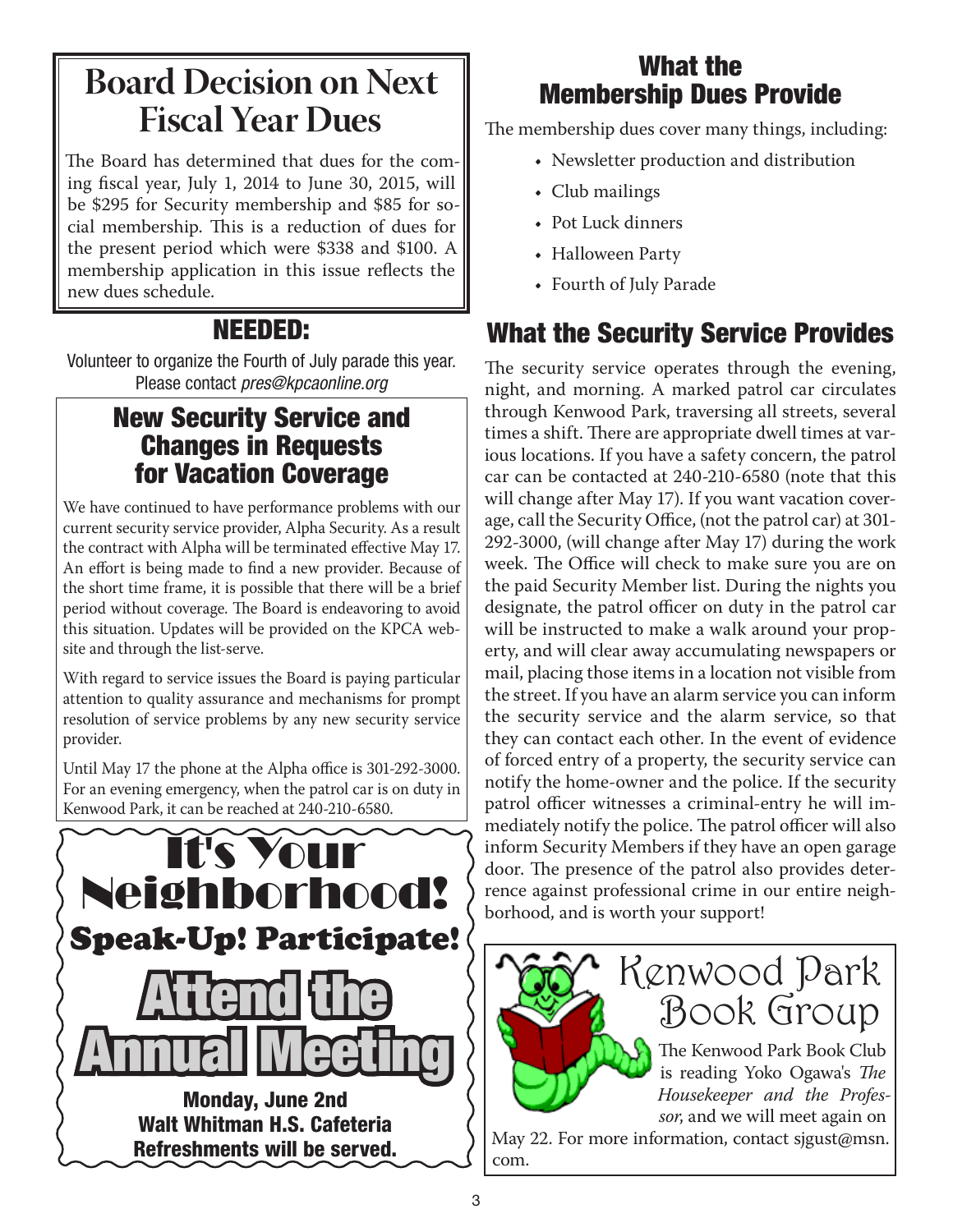# Board Decision on Next Fiscal Year Dues

The Board has determined that dues for the coming fiscal year, July 1, 2014 to June 30, 2015, will be $295 for Security membership and $85 for social membership. This is a reduction of dues for the present period which were $338 and $100. A membership application in this issue reflects the new dues schedule.

## NEEDED:

Volunteer to organize the Fourth of July parade this year. Please contact *pres@kpcaonline.org*

## New Security Service and Changes in Requests for Vacation Coverage

We have continued to have performance problems with our current security service provider, Alpha Security. As a result the contract with Alpha will be terminated effective May 17. An effort is being made to find a new provider. Because of the short time frame, it is possible that there will be a brief period without coverage. The Board is endeavoring to avoid this situation. Updates will be provided on the KPCA website and through the list-serve.

With regard to service issues the Board is paying particular attention to quality assurance and mechanisms for prompt resolution of service problems by any new security service provider.

Until May 17 the phone at the Alpha office is 301-292-3000. For an evening emergency, when the patrol car is on duty in Kenwood Park, it can be reached at 240-210-6580.

## It's Your Neighborhood!

### Speak-Up! Participate!

### Attend the Annual Meeting

**Monday, June 2nd**
**Walt Whitman H.S. Cafeteria**
**Refreshments will be served.**

## What the Membership Dues Provide

The membership dues cover many things, including:

- Newsletter production and distribution
- Club mailings
- Pot Luck dinners
- Halloween Party
- Fourth of July Parade

## What the Security Service Provides

The security service operates through the evening, night, and morning. A marked patrol car circulates through Kenwood Park, traversing all streets, several times a shift. There are appropriate dwell times at various locations. If you have a safety concern, the patrol car can be contacted at 240-210-6580 (note that this will change after May 17). If you want vacation coverage, call the Security Office, (not the patrol car) at 301-292-3000, (will change after May 17) during the work week. The Office will check to make sure you are on the paid Security Member list. During the nights you designate, the patrol officer on duty in the patrol car will be instructed to make a walk around your property, and will clear away accumulating newspapers or mail, placing those items in a location not visible from the street. If you have an alarm service you can inform the security service and the alarm service, so that they can contact each other. In the event of evidence of forced entry of a property, the security service can notify the home-owner and the police. If the security patrol officer witnesses a criminal-entry he will immediately notify the police. The patrol officer will also inform Security Members if they have an open garage door. The presence of the patrol also provides deterrence against professional crime in our entire neighborhood, and is worth your support!

## Kenwood Park Book Group

The Kenwood Park Book Club is reading Yoko Ogawa's *The Housekeeper and the Professor*, and we will meet again on May 22. For more information, contact sjgust@msn.com.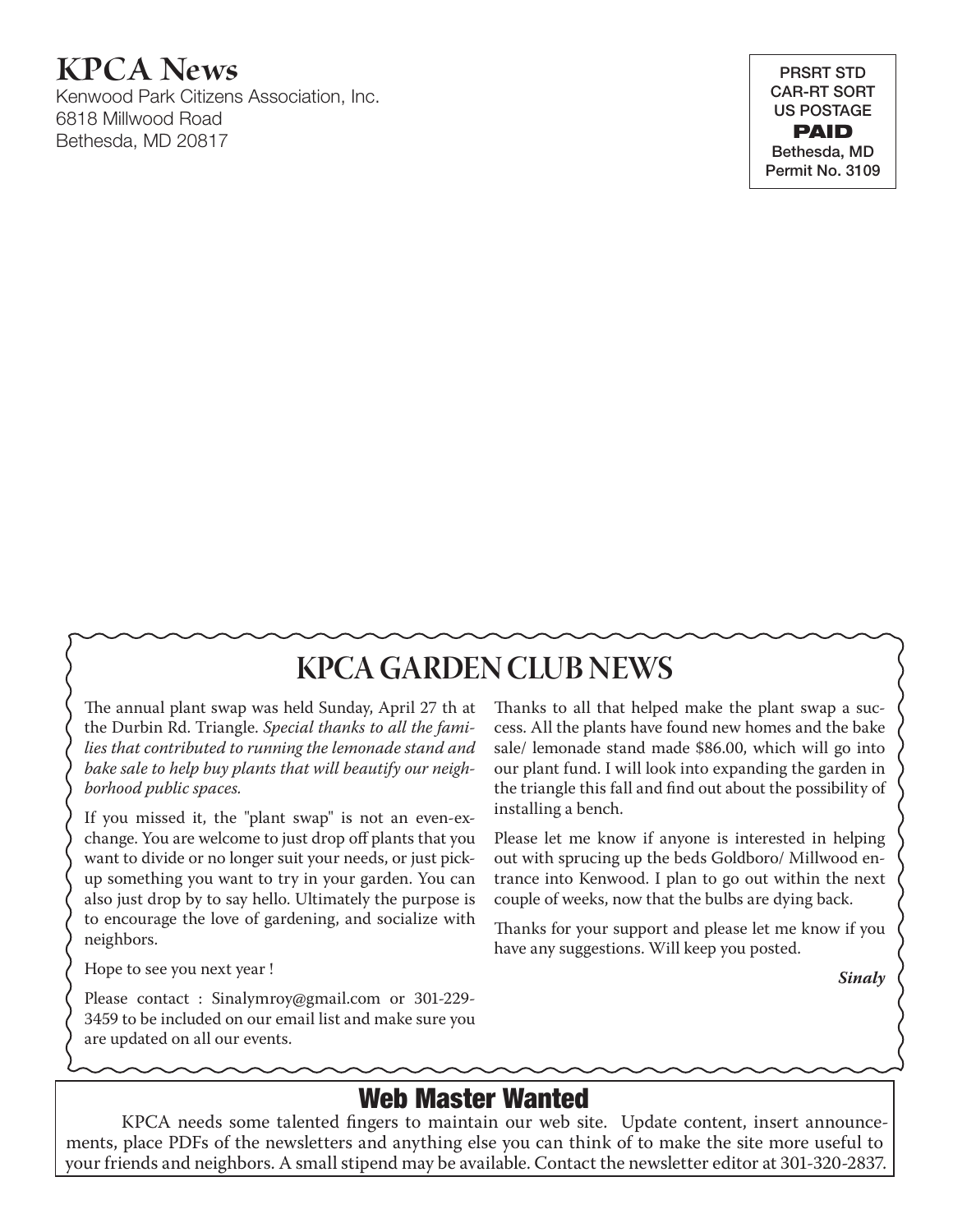# KPCA News

Kenwood Park Citizens Association, Inc.
6818 Millwood Road
Bethesda, MD 20817

PRSRT STD
CAR-RT SORT
US POSTAGE
**PAID**
Bethesda, MD
Permit No. 3109

## KPCA GARDEN CLUB NEWS

The annual plant swap was held Sunday, April 27 th at the Durbin Rd. Triangle. *Special thanks to all the families that contributed to running the lemonade stand and bake sale to help buy plants that will beautify our neighborhood public spaces.*

If you missed it, the "plant swap" is not an even-exchange. You are welcome to just drop off plants that you want to divide or no longer suit your needs, or just pick-up something you want to try in your garden. You can also just drop by to say hello. Ultimately the purpose is to encourage the love of gardening, and socialize with neighbors.

Hope to see you next year !

Please contact : Sinalymroy@gmail.com or 301-229-3459 to be included on our email list and make sure you are updated on all our events.

Thanks to all that helped make the plant swap a success. All the plants have found new homes and the bake sale/ lemonade stand made $86.00, which will go into our plant fund. I will look into expanding the garden in the triangle this fall and find out about the possibility of installing a bench.

Please let me know if anyone is interested in helping out with sprucing up the beds Goldboro/ Millwood entrance into Kenwood. I plan to go out within the next couple of weeks, now that the bulbs are dying back.

Thanks for your support and please let me know if you have any suggestions. Will keep you posted.

***Sinaly***

## Web Master Wanted

KPCA needs some talented fingers to maintain our web site. Update content, insert announcements, place PDFs of the newsletters and anything else you can think of to make the site more useful to your friends and neighbors. A small stipend may be available. Contact the newsletter editor at 301-320-2837.